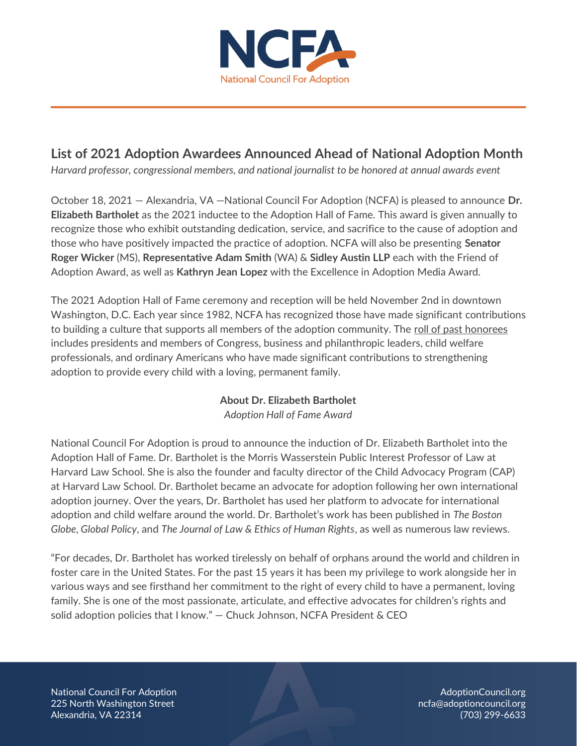# List of 2021 Adoption Awardees Announced Ahead of National Adoption Month

*Harvard professor, congressional members, and national journalist to be honored at annual awards event*

October 18, 2021 — Alexandria, VA —National Council For Adoption (NCFA) is pleased to announce **Dr. Elizabeth Bartholet** as the 2021 inductee to the Adoption Hall of Fame. This award is given annually to recognize those who exhibit outstanding dedication, service, and sacrifice to the cause of adoption and those who have positively impacted the practice of adoption. NCFA will also be presenting **Senator Roger Wicker** (MS), **Representative Adam Smith** (WA) & **Sidley Austin LLP** each with the Friend of Adoption Award, as well as **Kathryn Jean Lopez** with the Excellence in Adoption Media Award.

The 2021 Adoption Hall of Fame ceremony and reception will be held November 2nd in downtown Washington, D.C. Each year since 1982, NCFA has recognized those have made significant contributions to building a culture that supports all members of the adoption community. The roll of past honorees includes presidents and members of Congress, business and philanthropic leaders, child welfare professionals, and ordinary Americans who have made significant contributions to strengthening adoption to provide every child with a loving, permanent family.

**About Dr. Elizabeth Bartholet**

*Adoption Hall of Fame Award*

National Council For Adoption is proud to announce the induction of Dr. Elizabeth Bartholet into the Adoption Hall of Fame. Dr. Bartholet is the Morris Wasserstein Public Interest Professor of Law at Harvard Law School. She is also the founder and faculty director of the Child Advocacy Program (CAP) at Harvard Law School. Dr. Bartholet became an advocate for adoption following her own international adoption journey. Over the years, Dr. Bartholet has used her platform to advocate for international adoption and child welfare around the world. Dr. Bartholet's work has been published in *The Boston Globe*, *Global Policy*, and *The Journal of Law & Ethics of Human Rights*, as well as numerous law reviews.

"For decades, Dr. Bartholet has worked tirelessly on behalf of orphans around the world and children in foster care in the United States. For the past 15 years it has been my privilege to work alongside her in various ways and see firsthand her commitment to the right of every child to have a permanent, loving family. She is one of the most passionate, articulate, and effective advocates for children's rights and solid adoption policies that I know." — Chuck Johnson, NCFA President & CEO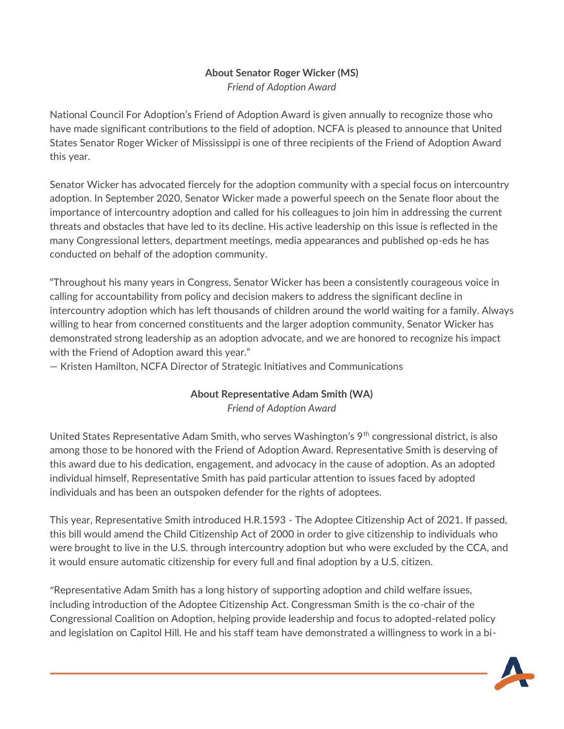**About Senator Roger Wicker (MS)**

*Friend of Adoption Award*

National Council For Adoption's Friend of Adoption Award is given annually to recognize those who have made significant contributions to the field of adoption. NCFA is pleased to announce that United States Senator Roger Wicker of Mississippi is one of three recipients of the Friend of Adoption Award this year.

Senator Wicker has advocated fiercely for the adoption community with a special focus on intercountry adoption. In September 2020, Senator Wicker made a powerful speech on the Senate floor about the importance of intercountry adoption and called for his colleagues to join him in addressing the current threats and obstacles that have led to its decline. His active leadership on this issue is reflected in the many Congressional letters, department meetings, media appearances and published op-eds he has conducted on behalf of the adoption community.

"Throughout his many years in Congress, Senator Wicker has been a consistently courageous voice in calling for accountability from policy and decision makers to address the significant decline in intercountry adoption which has left thousands of children around the world waiting for a family. Always willing to hear from concerned constituents and the larger adoption community, Senator Wicker has demonstrated strong leadership as an adoption advocate, and we are honored to recognize his impact with the Friend of Adoption award this year."

— Kristen Hamilton, NCFA Director of Strategic Initiatives and Communications

**About Representative Adam Smith (WA)**

*Friend of Adoption Award*

United States Representative Adam Smith, who serves Washington's 9th congressional district, is also among those to be honored with the Friend of Adoption Award. Representative Smith is deserving of this award due to his dedication, engagement, and advocacy in the cause of adoption. As an adopted individual himself, Representative Smith has paid particular attention to issues faced by adopted individuals and has been an outspoken defender for the rights of adoptees.

This year, Representative Smith introduced H.R.1593 - The Adoptee Citizenship Act of 2021. If passed, this bill would amend the Child Citizenship Act of 2000 in order to give citizenship to individuals who were brought to live in the U.S. through intercountry adoption but who were excluded by the CCA, and it would ensure automatic citizenship for every full and final adoption by a U.S. citizen.

"Representative Adam Smith has a long history of supporting adoption and child welfare issues, including introduction of the Adoptee Citizenship Act. Congressman Smith is the co-chair of the Congressional Coalition on Adoption, helping provide leadership and focus to adopted-related policy and legislation on Capitol Hill. He and his staff team have demonstrated a willingness to work in a bi-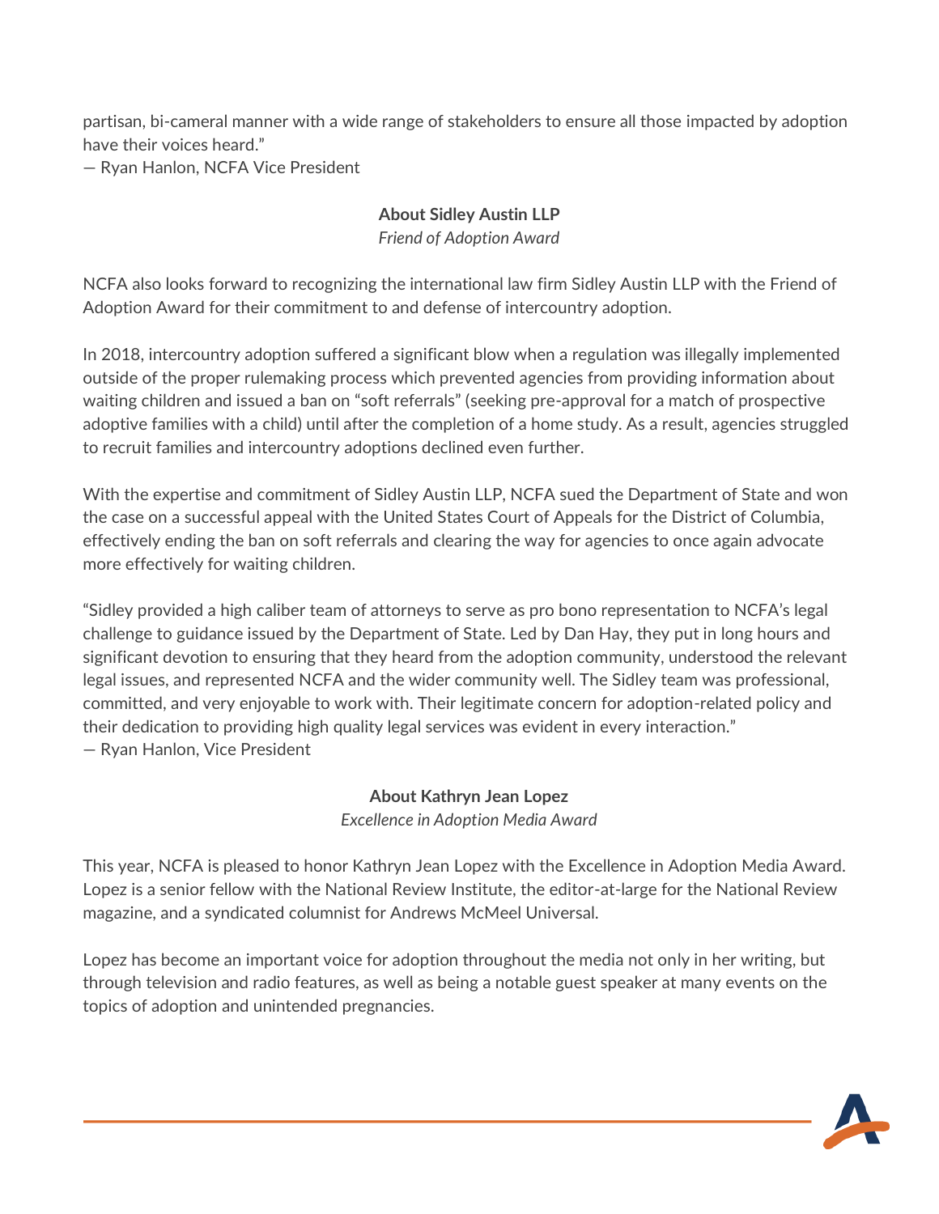partisan, bi-cameral manner with a wide range of stakeholders to ensure all those impacted by adoption have their voices heard."
— Ryan Hanlon, NCFA Vice President

**About Sidley Austin LLP**
*Friend of Adoption Award*

NCFA also looks forward to recognizing the international law firm Sidley Austin LLP with the Friend of Adoption Award for their commitment to and defense of intercountry adoption.

In 2018, intercountry adoption suffered a significant blow when a regulation was illegally implemented outside of the proper rulemaking process which prevented agencies from providing information about waiting children and issued a ban on "soft referrals" (seeking pre-approval for a match of prospective adoptive families with a child) until after the completion of a home study. As a result, agencies struggled to recruit families and intercountry adoptions declined even further.

With the expertise and commitment of Sidley Austin LLP, NCFA sued the Department of State and won the case on a successful appeal with the United States Court of Appeals for the District of Columbia, effectively ending the ban on soft referrals and clearing the way for agencies to once again advocate more effectively for waiting children.

"Sidley provided a high caliber team of attorneys to serve as pro bono representation to NCFA's legal challenge to guidance issued by the Department of State. Led by Dan Hay, they put in long hours and significant devotion to ensuring that they heard from the adoption community, understood the relevant legal issues, and represented NCFA and the wider community well. The Sidley team was professional, committed, and very enjoyable to work with. Their legitimate concern for adoption-related policy and their dedication to providing high quality legal services was evident in every interaction."
— Ryan Hanlon, Vice President

**About Kathryn Jean Lopez**
*Excellence in Adoption Media Award*

This year, NCFA is pleased to honor Kathryn Jean Lopez with the Excellence in Adoption Media Award. Lopez is a senior fellow with the National Review Institute, the editor-at-large for the National Review magazine, and a syndicated columnist for Andrews McMeel Universal.

Lopez has become an important voice for adoption throughout the media not only in her writing, but through television and radio features, as well as being a notable guest speaker at many events on the topics of adoption and unintended pregnancies.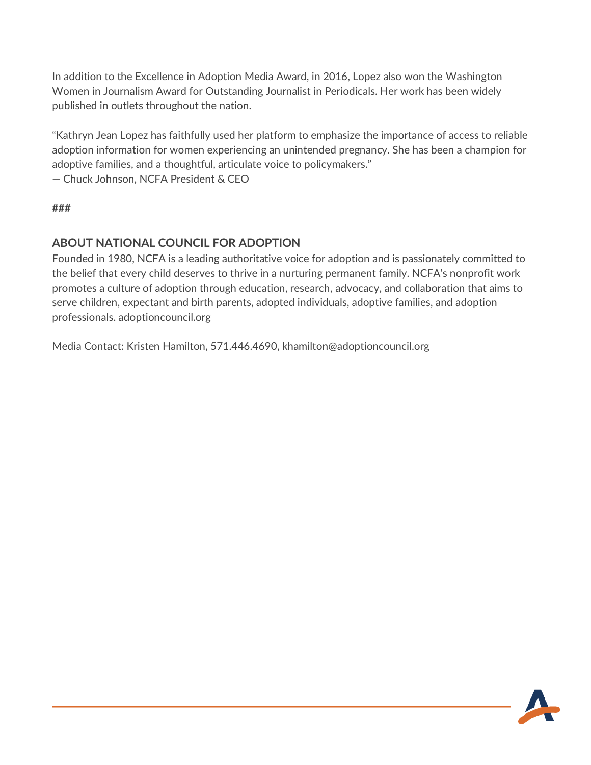In addition to the Excellence in Adoption Media Award, in 2016, Lopez also won the Washington Women in Journalism Award for Outstanding Journalist in Periodicals. Her work has been widely published in outlets throughout the nation.

"Kathryn Jean Lopez has faithfully used her platform to emphasize the importance of access to reliable adoption information for women experiencing an unintended pregnancy. She has been a champion for adoptive families, and a thoughtful, articulate voice to policymakers."
— Chuck Johnson, NCFA President & CEO

**###**

## ABOUT NATIONAL COUNCIL FOR ADOPTION

Founded in 1980, NCFA is a leading authoritative voice for adoption and is passionately committed to the belief that every child deserves to thrive in a nurturing permanent family. NCFA's nonprofit work promotes a culture of adoption through education, research, advocacy, and collaboration that aims to serve children, expectant and birth parents, adopted individuals, adoptive families, and adoption professionals. adoptioncouncil.org

Media Contact: Kristen Hamilton, 571.446.4690, khamilton@adoptioncouncil.org